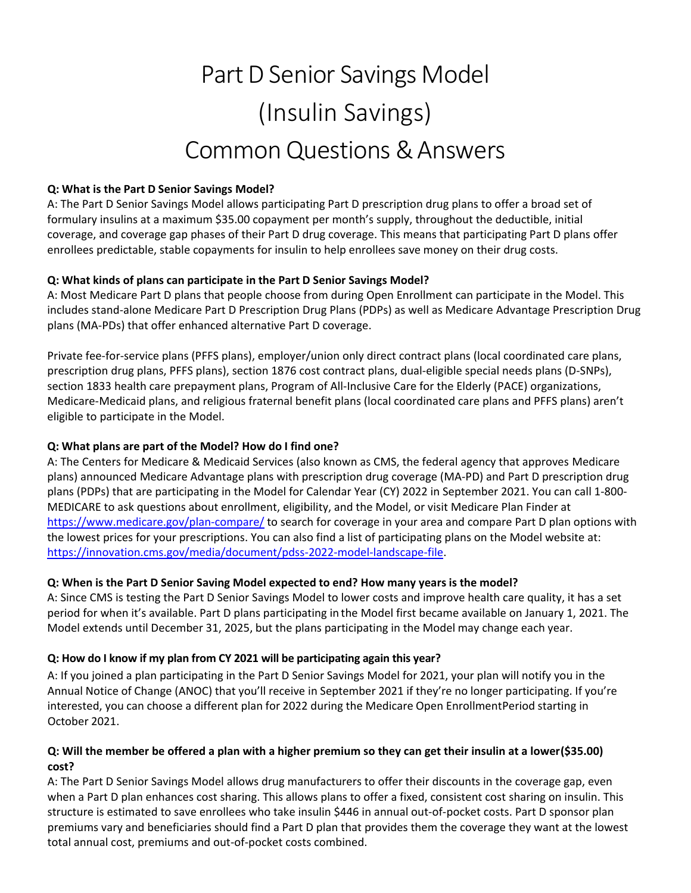# Part D Senior Savings Model (Insulin Savings) Common Questions & Answers

**Q: What is the Part D Senior Savings Model?**

A: The Part D Senior Savings Model allows participating Part D prescription drug plans to offer a broad set of formulary insulins at a maximum $35.00 copayment per month's supply, throughout the deductible, initial coverage, and coverage gap phases of their Part D drug coverage. This means that participating Part D plans offer enrollees predictable, stable copayments for insulin to help enrollees save money on their drug costs.

**Q: What kinds of plans can participate in the Part D Senior Savings Model?**

A: Most Medicare Part D plans that people choose from during Open Enrollment can participate in the Model. This includes stand-alone Medicare Part D Prescription Drug Plans (PDPs) as well as Medicare Advantage Prescription Drug plans (MA-PDs) that offer enhanced alternative Part D coverage.

Private fee-for-service plans (PFFS plans), employer/union only direct contract plans (local coordinated care plans, prescription drug plans, PFFS plans), section 1876 cost contract plans, dual-eligible special needs plans (D-SNPs), section 1833 health care prepayment plans, Program of All-Inclusive Care for the Elderly (PACE) organizations, Medicare-Medicaid plans, and religious fraternal benefit plans (local coordinated care plans and PFFS plans) aren't eligible to participate in the Model.

**Q: What plans are part of the Model? How do I find one?**

A: The Centers for Medicare & Medicaid Services (also known as CMS, the federal agency that approves Medicare plans) announced Medicare Advantage plans with prescription drug coverage (MA-PD) and Part D prescription drug plans (PDPs) that are participating in the Model for Calendar Year (CY) 2022 in September 2021. You can call 1-800-MEDICARE to ask questions about enrollment, eligibility, and the Model, or visit Medicare Plan Finder at https://www.medicare.gov/plan-compare/ to search for coverage in your area and compare Part D plan options with the lowest prices for your prescriptions. You can also find a list of participating plans on the Model website at: https://innovation.cms.gov/media/document/pdss-2022-model-landscape-file.

**Q: When is the Part D Senior Saving Model expected to end? How many years is the model?**

A: Since CMS is testing the Part D Senior Savings Model to lower costs and improve health care quality, it has a set period for when it's available. Part D plans participating in the Model first became available on January 1, 2021. The Model extends until December 31, 2025, but the plans participating in the Model may change each year.

**Q: How do I know if my plan from CY 2021 will be participating again this year?**

A: If you joined a plan participating in the Part D Senior Savings Model for 2021, your plan will notify you in the Annual Notice of Change (ANOC) that you'll receive in September 2021 if they're no longer participating. If you're interested, you can choose a different plan for 2022 during the Medicare Open EnrollmentPeriod starting in October 2021.

**Q: Will the member be offered a plan with a higher premium so they can get their insulin at a lower($35.00) cost?**

A: The Part D Senior Savings Model allows drug manufacturers to offer their discounts in the coverage gap, even when a Part D plan enhances cost sharing. This allows plans to offer a fixed, consistent cost sharing on insulin. This structure is estimated to save enrollees who take insulin $446 in annual out-of-pocket costs. Part D sponsor plan premiums vary and beneficiaries should find a Part D plan that provides them the coverage they want at the lowest total annual cost, premiums and out-of-pocket costs combined.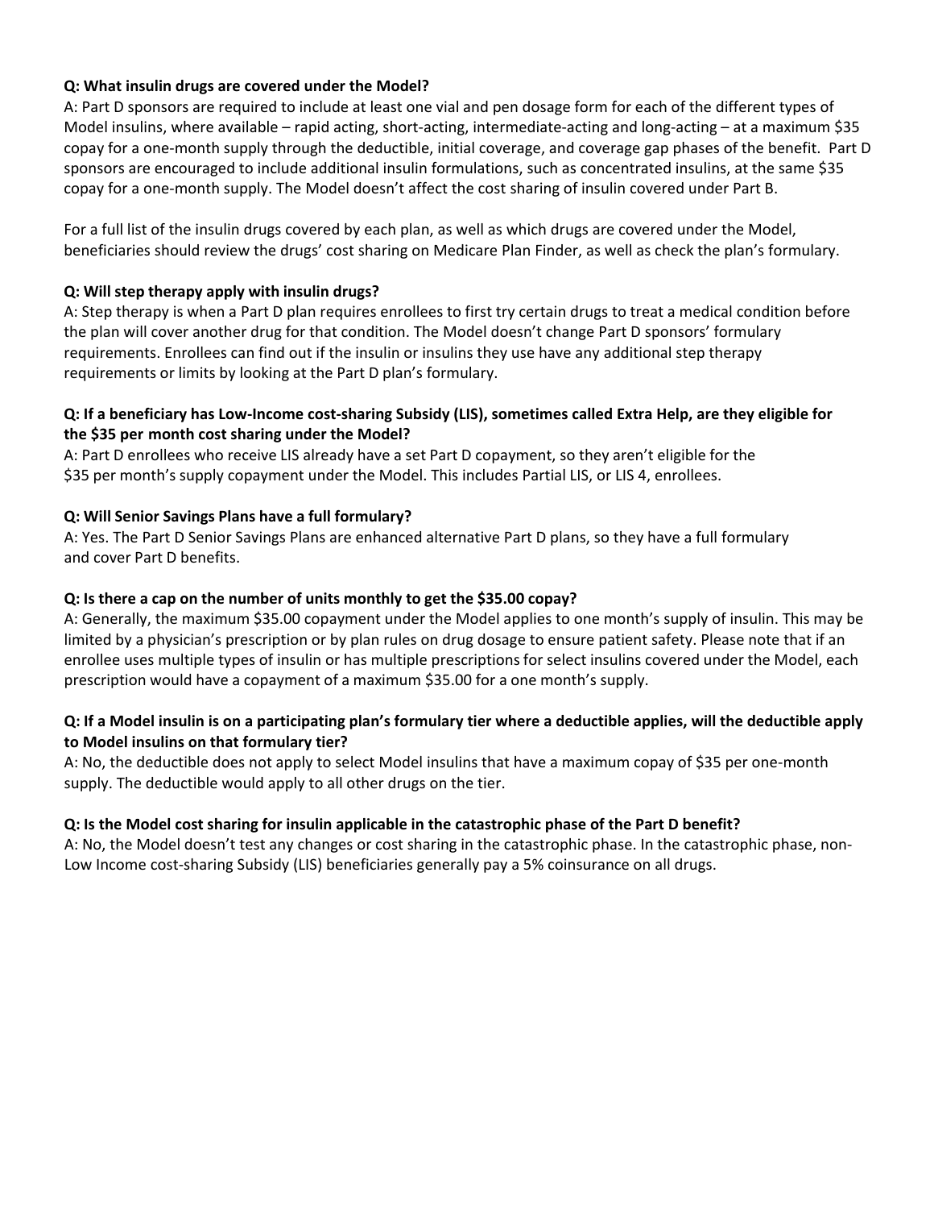**Q: What insulin drugs are covered under the Model?**

A: Part D sponsors are required to include at least one vial and pen dosage form for each of the different types of Model insulins, where available – rapid acting, short-acting, intermediate-acting and long-acting – at a maximum $35 copay for a one-month supply through the deductible, initial coverage, and coverage gap phases of the benefit. Part D sponsors are encouraged to include additional insulin formulations, such as concentrated insulins, at the same $35 copay for a one-month supply. The Model doesn't affect the cost sharing of insulin covered under Part B.

For a full list of the insulin drugs covered by each plan, as well as which drugs are covered under the Model, beneficiaries should review the drugs' cost sharing on Medicare Plan Finder, as well as check the plan's formulary.

**Q: Will step therapy apply with insulin drugs?**

A: Step therapy is when a Part D plan requires enrollees to first try certain drugs to treat a medical condition before the plan will cover another drug for that condition. The Model doesn't change Part D sponsors' formulary requirements. Enrollees can find out if the insulin or insulins they use have any additional step therapy requirements or limits by looking at the Part D plan's formulary.

**Q: If a beneficiary has Low-Income cost-sharing Subsidy (LIS), sometimes called Extra Help, are they eligible for the $35 per month cost sharing under the Model?**

A: Part D enrollees who receive LIS already have a set Part D copayment, so they aren't eligible for the $35 per month's supply copayment under the Model. This includes Partial LIS, or LIS 4, enrollees.

**Q: Will Senior Savings Plans have a full formulary?**

A: Yes. The Part D Senior Savings Plans are enhanced alternative Part D plans, so they have a full formulary and cover Part D benefits.

**Q: Is there a cap on the number of units monthly to get the $35.00 copay?**

A: Generally, the maximum $35.00 copayment under the Model applies to one month's supply of insulin. This may be limited by a physician's prescription or by plan rules on drug dosage to ensure patient safety. Please note that if an enrollee uses multiple types of insulin or has multiple prescriptions for select insulins covered under the Model, each prescription would have a copayment of a maximum $35.00 for a one month's supply.

**Q: If a Model insulin is on a participating plan's formulary tier where a deductible applies, will the deductible apply to Model insulins on that formulary tier?**

A: No, the deductible does not apply to select Model insulins that have a maximum copay of $35 per one-month supply. The deductible would apply to all other drugs on the tier.

**Q: Is the Model cost sharing for insulin applicable in the catastrophic phase of the Part D benefit?**

A: No, the Model doesn't test any changes or cost sharing in the catastrophic phase. In the catastrophic phase, non-Low Income cost-sharing Subsidy (LIS) beneficiaries generally pay a 5% coinsurance on all drugs.